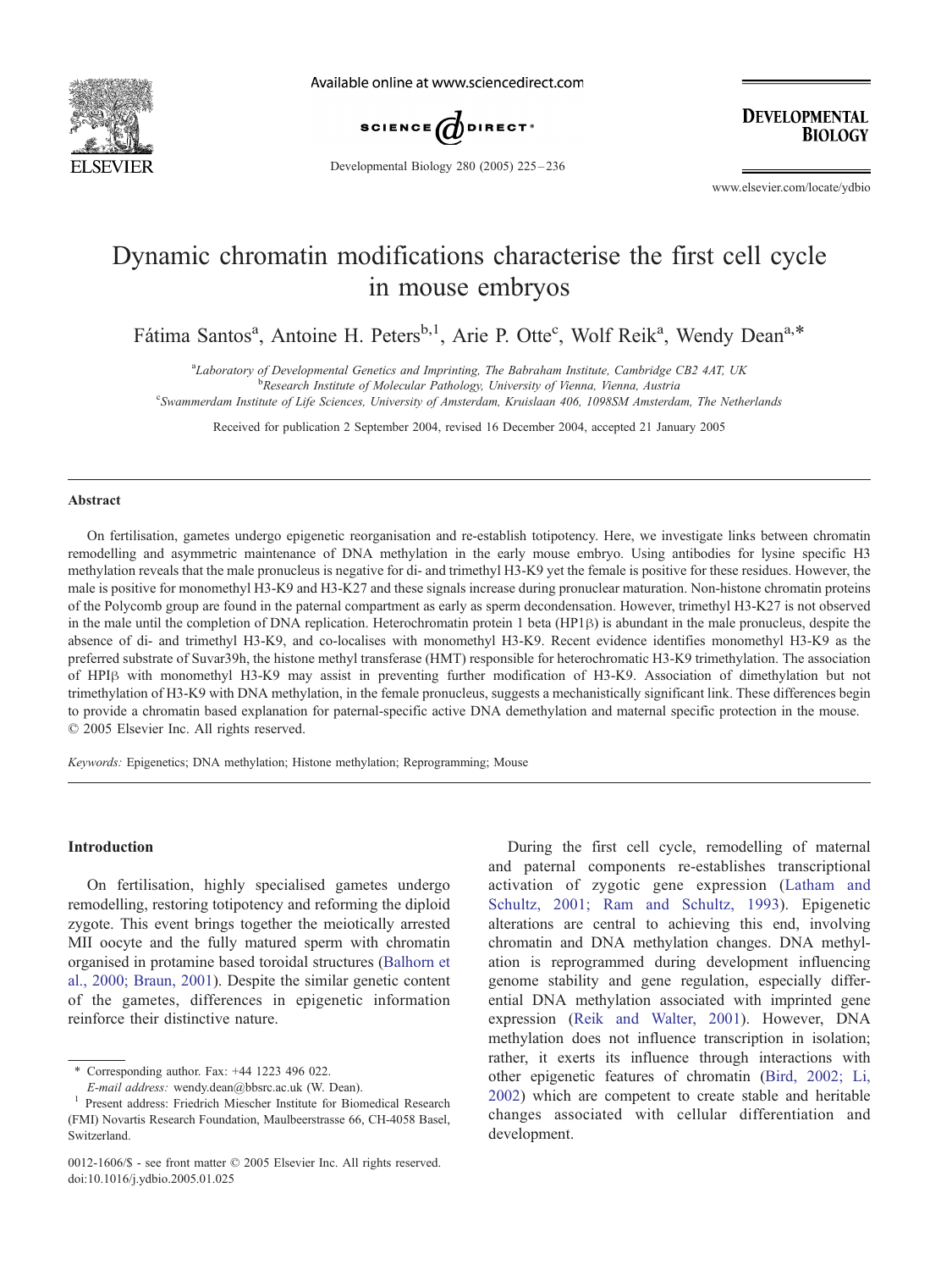# Dynamic chromatin modifications characterise the first cell cycle in mouse embryos

Fátima Santos[a], Antoine H. Peters[b,1], Arie P. Otte[c], Wolf Reik[a], Wendy Dean[a,*]

[a]Laboratory of Developmental Genetics and Imprinting, The Babraham Institute, Cambridge CB2 4AT, UK
[b]Research Institute of Molecular Pathology, University of Vienna, Vienna, Austria
[c]Swammerdam Institute of Life Sciences, University of Amsterdam, Kruislaan 406, 1098SM Amsterdam, The Netherlands

Received for publication 2 September 2004, revised 16 December 2004, accepted 21 January 2005

## Abstract

On fertilisation, gametes undergo epigenetic reorganisation and re-establish totipotency. Here, we investigate links between chromatin remodelling and asymmetric maintenance of DNA methylation in the early mouse embryo. Using antibodies for lysine specific H3 methylation reveals that the male pronucleus is negative for di- and trimethyl H3-K9 yet the female is positive for these residues. However, the male is positive for monomethyl H3-K9 and H3-K27 and these signals increase during pronuclear maturation. Non-histone chromatin proteins of the Polycomb group are found in the paternal compartment as early as sperm decondensation. However, trimethyl H3-K27 is not observed in the male until the completion of DNA replication. Heterochromatin protein 1 beta (HP1β) is abundant in the male pronucleus, despite the absence of di- and trimethyl H3-K9, and co-localises with monomethyl H3-K9. Recent evidence identifies monomethyl H3-K9 as the preferred substrate of Suvar39h, the histone methyl transferase (HMT) responsible for heterochromatic H3-K9 trimethylation. The association of HPIβ with monomethyl H3-K9 may assist in preventing further modification of H3-K9. Association of dimethylation but not trimethylation of H3-K9 with DNA methylation, in the female pronucleus, suggests a mechanistically significant link. These differences begin to provide a chromatin based explanation for paternal-specific active DNA demethylation and maternal specific protection in the mouse.
© 2005 Elsevier Inc. All rights reserved.

*Keywords:* Epigenetics; DNA methylation; Histone methylation; Reprogramming; Mouse

## Introduction

On fertilisation, highly specialised gametes undergo remodelling, restoring totipotency and reforming the diploid zygote. This event brings together the meiotically arrested MII oocyte and the fully matured sperm with chromatin organised in protamine based toroidal structures (Balhorn et al., 2000; Braun, 2001). Despite the similar genetic content of the gametes, differences in epigenetic information reinforce their distinctive nature.

During the first cell cycle, remodelling of maternal and paternal components re-establishes transcriptional activation of zygotic gene expression (Latham and Schultz, 2001; Ram and Schultz, 1993). Epigenetic alterations are central to achieving this end, involving chromatin and DNA methylation changes. DNA methylation is reprogrammed during development influencing genome stability and gene regulation, especially differential DNA methylation associated with imprinted gene expression (Reik and Walter, 2001). However, DNA methylation does not influence transcription in isolation; rather, it exerts its influence through interactions with other epigenetic features of chromatin (Bird, 2002; Li, 2002) which are competent to create stable and heritable changes associated with cellular differentiation and development.

\* Corresponding author. Fax: +44 1223 496 022.
*E-mail address:* wendy.dean@bbsrc.ac.uk (W. Dean).
[1] Present address: Friedrich Miescher Institute for Biomedical Research (FMI) Novartis Research Foundation, Maulbeerstrasse 66, CH-4058 Basel, Switzerland.

0012-1606/$ - see front matter © 2005 Elsevier Inc. All rights reserved.
doi:10.1016/j.ydbio.2005.01.025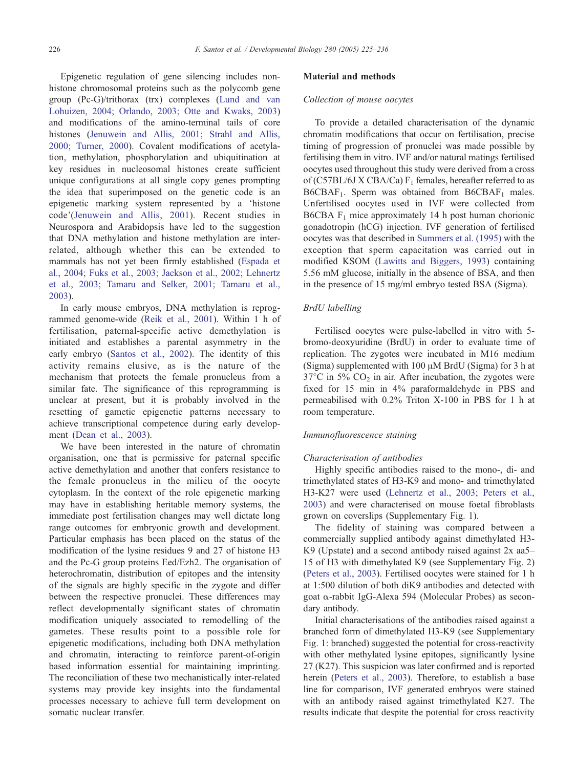Epigenetic regulation of gene silencing includes non-histone chromosomal proteins such as the polycomb gene group (Pc-G)/trithorax (trx) complexes (Lund and van Lohuizen, 2004; Orlando, 2003; Otte and Kwaks, 2003) and modifications of the amino-terminal tails of core histones (Jenuwein and Allis, 2001; Strahl and Allis, 2000; Turner, 2000). Covalent modifications of acetylation, methylation, phosphorylation and ubiquitination at key residues in nucleosomal histones create sufficient unique configurations at all single copy genes prompting the idea that superimposed on the genetic code is an epigenetic marking system represented by a 'histone code'(Jenuwein and Allis, 2001). Recent studies in Neurospora and Arabidopsis have led to the suggestion that DNA methylation and histone methylation are inter-related, although whether this can be extended to mammals has not yet been firmly established (Espada et al., 2004; Fuks et al., 2003; Jackson et al., 2002; Lehnertz et al., 2003; Tamaru and Selker, 2001; Tamaru et al., 2003).

In early mouse embryos, DNA methylation is reprogrammed genome-wide (Reik et al., 2001). Within 1 h of fertilisation, paternal-specific active demethylation is initiated and establishes a parental asymmetry in the early embryo (Santos et al., 2002). The identity of this activity remains elusive, as is the nature of the mechanism that protects the female pronucleus from a similar fate. The significance of this reprogramming is unclear at present, but it is probably involved in the resetting of gametic epigenetic patterns necessary to achieve transcriptional competence during early development (Dean et al., 2003).

We have been interested in the nature of chromatin organisation, one that is permissive for paternal specific active demethylation and another that confers resistance to the female pronucleus in the milieu of the oocyte cytoplasm. In the context of the role epigenetic marking may have in establishing heritable memory systems, the immediate post fertilisation changes may well dictate long range outcomes for embryonic growth and development. Particular emphasis has been placed on the status of the modification of the lysine residues 9 and 27 of histone H3 and the Pc-G group proteins Eed/Ezh2. The organisation of heterochromatin, distribution of epitopes and the intensity of the signals are highly specific in the zygote and differ between the respective pronuclei. These differences may reflect developmentally significant states of chromatin modification uniquely associated to remodelling of the gametes. These results point to a possible role for epigenetic modifications, including both DNA methylation and chromatin, interacting to reinforce parent-of-origin based information essential for maintaining imprinting. The reconciliation of these two mechanistically inter-related systems may provide key insights into the fundamental processes necessary to achieve full term development on somatic nuclear transfer.

## Material and methods

### Collection of mouse oocytes

To provide a detailed characterisation of the dynamic chromatin modifications that occur on fertilisation, precise timing of progression of pronuclei was made possible by fertilising them in vitro. IVF and/or natural matings fertilised oocytes used throughout this study were derived from a cross of (C57BL/6J X CBA/Ca) $F_1$ females, hereafter referred to as B6CBA$F_1$. Sperm was obtained from B6CBA$F_1$ males. Unfertilised oocytes used in IVF were collected from B6CBA $F_1$ mice approximately 14 h post human chorionic gonadotropin (hCG) injection. IVF generation of fertilised oocytes was that described in Summers et al. (1995) with the exception that sperm capacitation was carried out in modified KSOM (Lawitts and Biggers, 1993) containing 5.56 mM glucose, initially in the absence of BSA, and then in the presence of 15 mg/ml embryo tested BSA (Sigma).

### BrdU labelling

Fertilised oocytes were pulse-labelled in vitro with 5-bromo-deoxyuridine (BrdU) in order to evaluate time of replication. The zygotes were incubated in M16 medium (Sigma) supplemented with 100 μM BrdU (Sigma) for 3 h at 37°C in 5% $CO_2$ in air. After incubation, the zygotes were fixed for 15 min in 4% paraformaldehyde in PBS and permeabilised with 0.2% Triton X-100 in PBS for 1 h at room temperature.

### Immunofluorescence staining

#### Characterisation of antibodies

Highly specific antibodies raised to the mono-, di- and trimethylated states of H3-K9 and mono- and trimethylated H3-K27 were used (Lehnertz et al., 2003; Peters et al., 2003) and were characterised on mouse foetal fibroblasts grown on coverslips (Supplementary Fig. 1).

The fidelity of staining was compared between a commercially supplied antibody against dimethylated H3-K9 (Upstate) and a second antibody raised against 2x aa5–15 of H3 with dimethylated K9 (see Supplementary Fig. 2) (Peters et al., 2003). Fertilised oocytes were stained for 1 h at 1:500 dilution of both diK9 antibodies and detected with goat α-rabbit IgG-Alexa 594 (Molecular Probes) as secondary antibody.

Initial characterisations of the antibodies raised against a branched form of dimethylated H3-K9 (see Supplementary Fig. 1: branched) suggested the potential for cross-reactivity with other methylated lysine epitopes, significantly lysine 27 (K27). This suspicion was later confirmed and is reported herein (Peters et al., 2003). Therefore, to establish a base line for comparison, IVF generated embryos were stained with an antibody raised against trimethylated K27. The results indicate that despite the potential for cross reactivity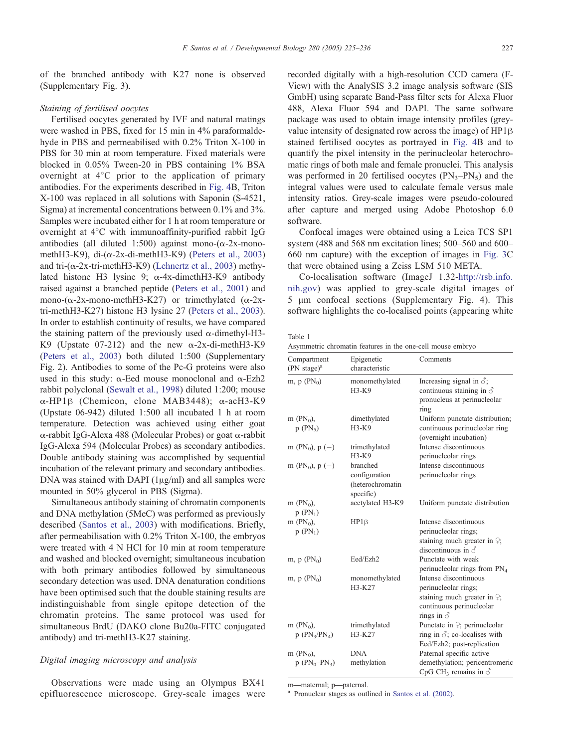of the branched antibody with K27 none is observed (Supplementary Fig. 3).

*Staining of fertilised oocytes*

Fertilised oocytes generated by IVF and natural matings were washed in PBS, fixed for 15 min in 4% paraformaldehyde in PBS and permeabilised with 0.2% Triton X-100 in PBS for 30 min at room temperature. Fixed materials were blocked in 0.05% Tween-20 in PBS containing 1% BSA overnight at 4°C prior to the application of primary antibodies. For the experiments described in Fig. 4B, Triton X-100 was replaced in all solutions with Saponin (S-4521, Sigma) at incremental concentrations between 0.1% and 3%. Samples were incubated either for 1 h at room temperature or overnight at 4°C with immunoaffinity-purified rabbit IgG antibodies (all diluted 1:500) against mono-(α-2x-mono-methH3-K9), di-(α-2x-di-methH3-K9) (Peters et al., 2003) and tri-(α-2x-tri-methH3-K9) (Lehnertz et al., 2003) methylated histone H3 lysine 9; α-4x-dimethH3-K9 antibody raised against a branched peptide (Peters et al., 2001) and mono-(α-2x-mono-methH3-K27) or trimethylated (α-2x-tri-methH3-K27) histone H3 lysine 27 (Peters et al., 2003). In order to establish continuity of results, we have compared the staining pattern of the previously used α-dimethyl-H3-K9 (Upstate 07-212) and the new α-2x-di-methH3-K9 (Peters et al., 2003) both diluted 1:500 (Supplementary Fig. 2). Antibodies to some of the Pc-G proteins were also used in this study: α-Eed mouse monoclonal and α-Ezh2 rabbit polyclonal (Sewalt et al., 1998) diluted 1:200; mouse α-HP1β (Chemicon, clone MAB3448); α-acH3-K9 (Upstate 06-942) diluted 1:500 all incubated 1 h at room temperature. Detection was achieved using either goat α-rabbit IgG-Alexa 488 (Molecular Probes) or goat α-rabbit IgG-Alexa 594 (Molecular Probes) as secondary antibodies. Double antibody staining was accomplished by sequential incubation of the relevant primary and secondary antibodies. DNA was stained with DAPI (1μg/ml) and all samples were mounted in 50% glycerol in PBS (Sigma).

Simultaneous antibody staining of chromatin components and DNA methylation (5MeC) was performed as previously described (Santos et al., 2003) with modifications. Briefly, after permeabilisation with 0.2% Triton X-100, the embryos were treated with 4 N HCl for 10 min at room temperature and washed and blocked overnight; simultaneous incubation with both primary antibodies followed by simultaneous secondary detection was used. DNA denaturation conditions have been optimised such that the double staining results are indistinguishable from single epitope detection of the chromatin proteins. The same protocol was used for simultaneous BrdU (DAKO clone Bu20a-FITC conjugated antibody) and tri-methH3-K27 staining.

*Digital imaging microscopy and analysis*

Observations were made using an Olympus BX41 epifluorescence microscope. Grey-scale images were recorded digitally with a high-resolution CCD camera (F-View) with the AnalySIS 3.2 image analysis software (SIS GmbH) using separate Band-Pass filter sets for Alexa Fluor 488, Alexa Fluor 594 and DAPI. The same software package was used to obtain image intensity profiles (grey-value intensity of designated row across the image) of HP1β stained fertilised oocytes as portrayed in Fig. 4B and to quantify the pixel intensity in the perinucleolar heterochromatic rings of both male and female pronuclei. This analysis was performed in 20 fertilised oocytes ($PN_3$–$PN_5$) and the integral values were used to calculate female versus male intensity ratios. Grey-scale images were pseudo-coloured after capture and merged using Adobe Photoshop 6.0 software.

Confocal images were obtained using a Leica TCS SP1 system (488 and 568 nm excitation lines; 500–560 and 600–660 nm capture) with the exception of images in Fig. 3C that were obtained using a Zeiss LSM 510 META.

Co-localisation software (ImageJ 1.32-http://rsb.info.nih.gov) was applied to grey-scale digital images of 5 μm confocal sections (Supplementary Fig. 4). This software highlights the co-localised points (appearing white

Table 1
Asymmetric chromatin features in the one-cell mouse embryo

| Compartment (PN stage)[a] | Epigenetic characteristic | Comments |
|---|---|---|
| m, p ($PN_0$) | monomethylated H3-K9 | Increasing signal in ♂; continuous staining in ♂ pronucleus at perinucleolar ring |
| m ($PN_0$), p ($PN_5$) | dimethylated H3-K9 | Uniform punctate distribution; continuous perinucleolar ring (overnight incubation) |
| m ($PN_0$), p (−) | trimethylated H3-K9 | Intense discontinuous perinucleolar rings |
| m ($PN_0$), p (−) | branched configuration (heterochromatin specific) | Intense discontinuous perinucleolar rings |
| m ($PN_0$), p ($PN_1$) | acetylated H3-K9 | Uniform punctate distribution |
| m ($PN_0$), p ($PN_1$) | HP1β | Intense discontinuous perinucleolar rings; staining much greater in ♀; discontinuous in ♂ |
| m, p ($PN_0$) | Eed/Ezh2 | Punctate with weak perinucleolar rings from $PN_4$ |
| m, p ($PN_0$) | monomethylated H3-K27 | Intense discontinuous perinucleolar rings; staining much greater in ♀; continuous perinucleolar rings in ♂ |
| m ($PN_0$), p ($PN_3$/$PN_4$) | trimethylated H3-K27 | Punctate in ♀; perinucleolar ring in ♂; co-localises with Eed/Ezh2; post-replication |
| m ($PN_0$), p ($PN_0$–$PN_3$) | DNA methylation | Paternal specific active demethylation; pericentromeric CpG $CH_3$ remains in ♂ |

m—maternal; p—paternal.

[a] Pronuclear stages as outlined in Santos et al. (2002).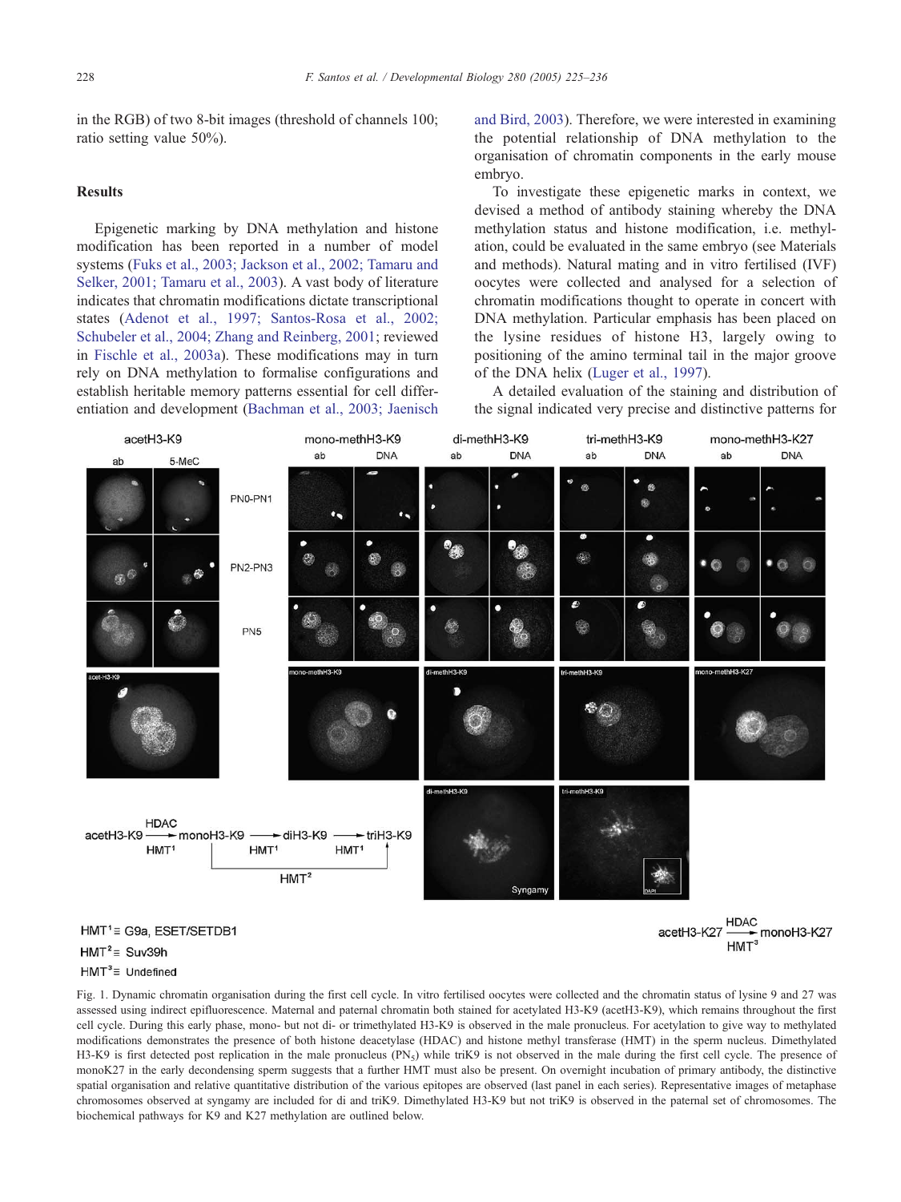in the RGB) of two 8-bit images (threshold of channels 100; ratio setting value 50%).

## Results

Epigenetic marking by DNA methylation and histone modification has been reported in a number of model systems (Fuks et al., 2003; Jackson et al., 2002; Tamaru and Selker, 2001; Tamaru et al., 2003). A vast body of literature indicates that chromatin modifications dictate transcriptional states (Adenot et al., 1997; Santos-Rosa et al., 2002; Schubeler et al., 2004; Zhang and Reinberg, 2001; reviewed in Fischle et al., 2003a). These modifications may in turn rely on DNA methylation to formalise configurations and establish heritable memory patterns essential for cell differentiation and development (Bachman et al., 2003; Jaenisch and Bird, 2003). Therefore, we were interested in examining the potential relationship of DNA methylation to the organisation of chromatin components in the early mouse embryo.

To investigate these epigenetic marks in context, we devised a method of antibody staining whereby the DNA methylation status and histone modification, i.e. methylation, could be evaluated in the same embryo (see Materials and methods). Natural mating and in vitro fertilised (IVF) oocytes were collected and analysed for a selection of chromatin modifications thought to operate in concert with DNA methylation. Particular emphasis has been placed on the lysine residues of histone H3, largely owing to positioning of the amino terminal tail in the major groove of the DNA helix (Luger et al., 1997).

A detailed evaluation of the staining and distribution of the signal indicated very precise and distinctive patterns for

Fig. 1. Dynamic chromatin organisation during the first cell cycle. In vitro fertilised oocytes were collected and the chromatin status of lysine 9 and 27 was assessed using indirect epifluorescence. Maternal and paternal chromatin both stained for acetylated H3-K9 (acetH3-K9), which remains throughout the first cell cycle. During this early phase, mono- but not di- or trimethylated H3-K9 is observed in the male pronucleus. For acetylation to give way to methylated modifications demonstrates the presence of both histone deacetylase (HDAC) and histone methyl transferase (HMT) in the sperm nucleus. Dimethylated H3-K9 is first detected post replication in the male pronucleus ($PN_5$) while triK9 is not observed in the male during the first cell cycle. The presence of monoK27 in the early decondensing sperm suggests that a further HMT must also be present. On overnight incubation of primary antibody, the distinctive spatial organisation and relative quantitative distribution of the various epitopes are observed (last panel in each series). Representative images of metaphase chromosomes observed at syngamy are included for di and triK9. Dimethylated H3-K9 but not triK9 is observed in the paternal set of chromosomes. The biochemical pathways for K9 and K27 methylation are outlined below.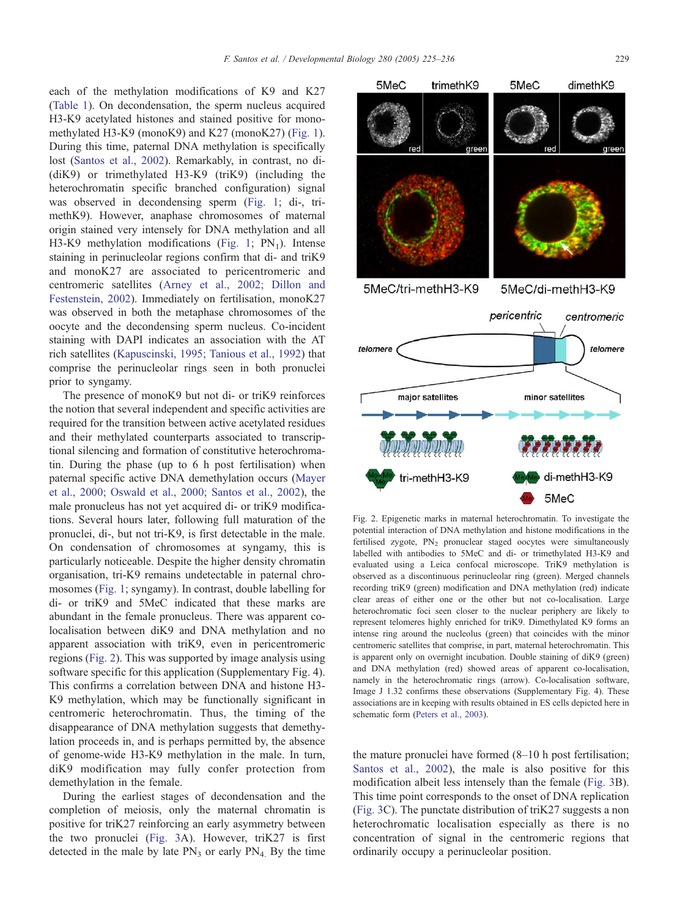each of the methylation modifications of K9 and K27 (Table 1). On decondensation, the sperm nucleus acquired H3-K9 acetylated histones and stained positive for mono-methylated H3-K9 (monoK9) and K27 (monoK27) (Fig. 1). During this time, paternal DNA methylation is specifically lost (Santos et al., 2002). Remarkably, in contrast, no di-(diK9) or trimethylated H3-K9 (triK9) (including the heterochromatin specific branched configuration) signal was observed in decondensing sperm (Fig. 1; di-, tri-methK9). However, anaphase chromosomes of maternal origin stained very intensely for DNA methylation and all H3-K9 methylation modifications (Fig. 1; $PN_1$). Intense staining in perinucleolar regions confirm that di- and triK9 and monoK27 are associated to pericentromeric and centromeric satellites (Arney et al., 2002; Dillon and Festenstein, 2002). Immediately on fertilisation, monoK27 was observed in both the metaphase chromosomes of the oocyte and the decondensing sperm nucleus. Co-incident staining with DAPI indicates an association with the AT rich satellites (Kapuscinski, 1995; Tanious et al., 1992) that comprise the perinucleolar rings seen in both pronuclei prior to syngamy.

The presence of monoK9 but not di- or triK9 reinforces the notion that several independent and specific activities are required for the transition between active acetylated residues and their methylated counterparts associated to transcriptional silencing and formation of constitutive heterochromatin. During the phase (up to 6 h post fertilisation) when paternal specific active DNA demethylation occurs (Mayer et al., 2000; Oswald et al., 2000; Santos et al., 2002), the male pronucleus has not yet acquired di- or triK9 modifications. Several hours later, following full maturation of the pronuclei, di-, but not tri-K9, is first detectable in the male. On condensation of chromosomes at syngamy, this is particularly noticeable. Despite the higher density chromatin organisation, tri-K9 remains undetectable in paternal chromosomes (Fig. 1; syngamy). In contrast, double labelling for di- or triK9 and 5MeC indicated that these marks are abundant in the female pronucleus. There was apparent co-localisation between diK9 and DNA methylation and no apparent association with triK9, even in pericentromeric regions (Fig. 2). This was supported by image analysis using software specific for this application (Supplementary Fig. 4). This confirms a correlation between DNA and histone H3-K9 methylation, which may be functionally significant in centromeric heterochromatin. Thus, the timing of the disappearance of DNA methylation suggests that demethylation proceeds in, and is perhaps permitted by, the absence of genome-wide H3-K9 methylation in the male. In turn, diK9 modification may fully confer protection from demethylation in the female.

During the earliest stages of decondensation and the completion of meiosis, only the maternal chromatin is positive for triK27 reinforcing an early asymmetry between the two pronuclei (Fig. 3A). However, triK27 is first detected in the male by late $PN_3$ or early $PN_4$. By the time the mature pronuclei have formed (8–10 h post fertilisation; Santos et al., 2002), the male is also positive for this modification albeit less intensely than the female (Fig. 3B). This time point corresponds to the onset of DNA replication (Fig. 3C). The punctate distribution of triK27 suggests a non heterochromatic localisation especially as there is no concentration of signal in the centromeric regions that ordinarily occupy a perinucleolar position.

Fig. 2. Epigenetic marks in maternal heterochromatin. To investigate the potential interaction of DNA methylation and histone modifications in the fertilised zygote, $PN_2$ pronuclear staged oocytes were simultaneously labelled with antibodies to 5MeC and di- or trimethylated H3-K9 and evaluated using a Leica confocal microscope. TriK9 methylation is observed as a discontinuous perinucleolar ring (green). Merged channels recording triK9 (green) modification and DNA methylation (red) indicate clear areas of either one or the other but not co-localisation. Large heterochromatic foci seen closer to the nuclear periphery are likely to represent telomeres highly enriched for triK9. Dimethylated K9 forms an intense ring around the nucleolus (green) that coincides with the minor centromeric satellites that comprise, in part, maternal heterochromatin. This is apparent only on overnight incubation. Double staining of diK9 (green) and DNA methylation (red) showed areas of apparent co-localisation, namely in the heterochromatic rings (arrow). Co-localisation software, Image J 1.32 confirms these observations (Supplementary Fig. 4). These associations are in keeping with results obtained in ES cells depicted here in schematic form (Peters et al., 2003).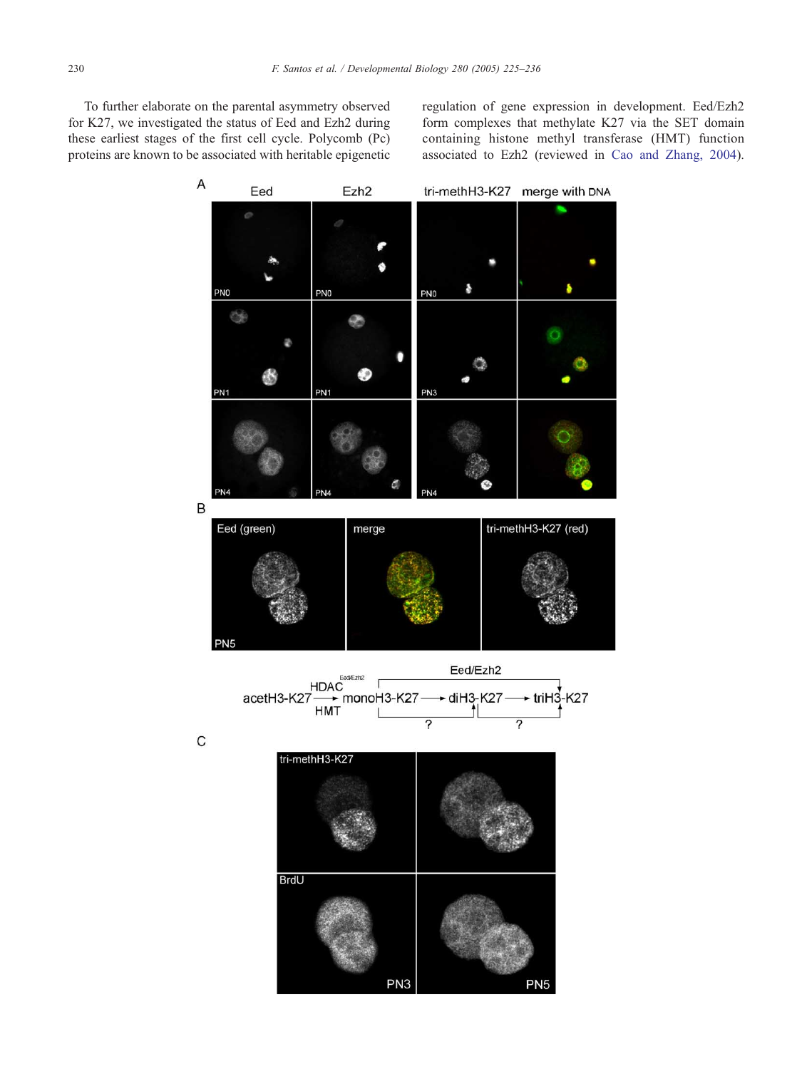To further elaborate on the parental asymmetry observed for K27, we investigated the status of Eed and Ezh2 during these earliest stages of the first cell cycle. Polycomb (Pc) proteins are known to be associated with heritable epigenetic regulation of gene expression in development. Eed/Ezh2 form complexes that methylate K27 via the SET domain containing histone methyl transferase (HMT) function associated to Ezh2 (reviewed in Cao and Zhang, 2004).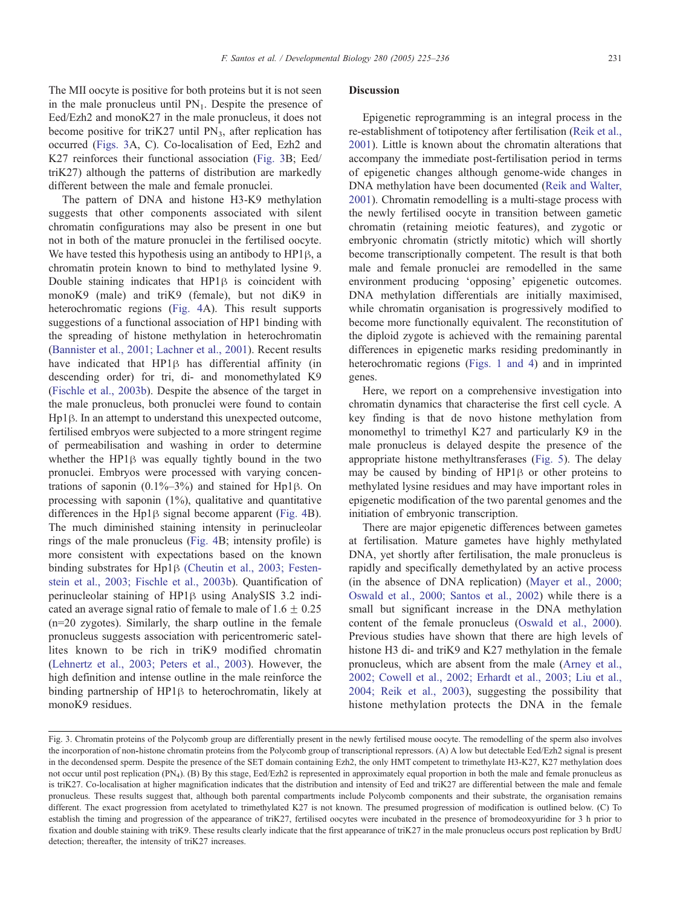The MII oocyte is positive for both proteins but it is not seen in the male pronucleus until $PN_1$. Despite the presence of Eed/Ezh2 and monoK27 in the male pronucleus, it does not become positive for triK27 until $PN_3$, after replication has occurred (Figs. 3A, C). Co-localisation of Eed, Ezh2 and K27 reinforces their functional association (Fig. 3B; Eed/triK27) although the patterns of distribution are markedly different between the male and female pronuclei.

The pattern of DNA and histone H3-K9 methylation suggests that other components associated with silent chromatin configurations may also be present in one but not in both of the mature pronuclei in the fertilised oocyte. We have tested this hypothesis using an antibody to HP1β, a chromatin protein known to bind to methylated lysine 9. Double staining indicates that HP1β is coincident with monoK9 (male) and triK9 (female), but not diK9 in heterochromatic regions (Fig. 4A). This result supports suggestions of a functional association of HP1 binding with the spreading of histone methylation in heterochromatin (Bannister et al., 2001; Lachner et al., 2001). Recent results have indicated that HP1β has differential affinity (in descending order) for tri, di- and monomethylated K9 (Fischle et al., 2003b). Despite the absence of the target in the male pronucleus, both pronuclei were found to contain Hp1β. In an attempt to understand this unexpected outcome, fertilised embryos were subjected to a more stringent regime of permeabilisation and washing in order to determine whether the HP1β was equally tightly bound in the two pronuclei. Embryos were processed with varying concentrations of saponin (0.1%–3%) and stained for Hp1β. On processing with saponin (1%), qualitative and quantitative differences in the Hp1β signal become apparent (Fig. 4B). The much diminished staining intensity in perinucleolar rings of the male pronucleus (Fig. 4B; intensity profile) is more consistent with expectations based on the known binding substrates for Hp1β (Cheutin et al., 2003; Festenstein et al., 2003; Fischle et al., 2003b). Quantification of perinucleolar staining of HP1β using AnalySIS 3.2 indicated an average signal ratio of female to male of $1.6 \pm 0.25$ ($n=20$ zygotes). Similarly, the sharp outline in the female pronucleus suggests association with pericentromeric satellites known to be rich in triK9 modified chromatin (Lehnertz et al., 2003; Peters et al., 2003). However, the high definition and intense outline in the male reinforce the binding partnership of HP1β to heterochromatin, likely at monoK9 residues.

## Discussion

Epigenetic reprogramming is an integral process in the re-establishment of totipotency after fertilisation (Reik et al., 2001). Little is known about the chromatin alterations that accompany the immediate post-fertilisation period in terms of epigenetic changes although genome-wide changes in DNA methylation have been documented (Reik and Walter, 2001). Chromatin remodelling is a multi-stage process with the newly fertilised oocyte in transition between gametic chromatin (retaining meiotic features), and zygotic or embryonic chromatin (strictly mitotic) which will shortly become transcriptionally competent. The result is that both male and female pronuclei are remodelled in the same environment producing 'opposing' epigenetic outcomes. DNA methylation differentials are initially maximised, while chromatin organisation is progressively modified to become more functionally equivalent. The reconstitution of the diploid zygote is achieved with the remaining parental differences in epigenetic marks residing predominantly in heterochromatic regions (Figs. 1 and 4) and in imprinted genes.

Here, we report on a comprehensive investigation into chromatin dynamics that characterise the first cell cycle. A key finding is that de novo histone methylation from monomethyl to trimethyl K27 and particularly K9 in the male pronucleus is delayed despite the presence of the appropriate histone methyltransferases (Fig. 5). The delay may be caused by binding of HP1β or other proteins to methylated lysine residues and may have important roles in epigenetic modification of the two parental genomes and the initiation of embryonic transcription.

There are major epigenetic differences between gametes at fertilisation. Mature gametes have highly methylated DNA, yet shortly after fertilisation, the male pronucleus is rapidly and specifically demethylated by an active process (in the absence of DNA replication) (Mayer et al., 2000; Oswald et al., 2000; Santos et al., 2002) while there is a small but significant increase in the DNA methylation content of the female pronucleus (Oswald et al., 2000). Previous studies have shown that there are high levels of histone H3 di- and triK9 and K27 methylation in the female pronucleus, which are absent from the male (Arney et al., 2002; Cowell et al., 2002; Erhardt et al., 2003; Liu et al., 2004; Reik et al., 2003), suggesting the possibility that histone methylation protects the DNA in the female

Fig. 3. Chromatin proteins of the Polycomb group are differentially present in the newly fertilised mouse oocyte. The remodelling of the sperm also involves the incorporation of non-histone chromatin proteins from the Polycomb group of transcriptional repressors. (A) A low but detectable Eed/Ezh2 signal is present in the decondensed sperm. Despite the presence of the SET domain containing Ezh2, the only HMT competent to trimethylate H3-K27, K27 methylation does not occur until post replication ($PN_4$). (B) By this stage, Eed/Ezh2 is represented in approximately equal proportion in both the male and female pronucleus as is triK27. Co-localisation at higher magnification indicates that the distribution and intensity of Eed and triK27 are differential between the male and female pronucleus. These results suggest that, although both parental compartments include Polycomb components and their substrate, the organisation remains different. The exact progression from acetylated to trimethylated K27 is not known. The presumed progression of modification is outlined below. (C) To establish the timing and progression of the appearance of triK27, fertilised oocytes were incubated in the presence of bromodeoxyuridine for 3 h prior to fixation and double staining with triK9. These results clearly indicate that the first appearance of triK27 in the male pronucleus occurs post replication by BrdU detection; thereafter, the intensity of triK27 increases.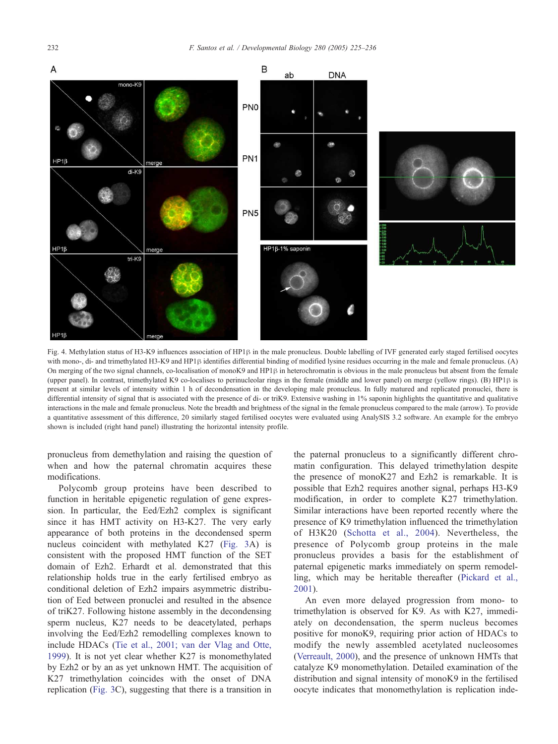Fig. 4. Methylation status of H3-K9 influences association of HP1β in the male pronucleus. Double labelling of IVF generated early staged fertilised oocytes with mono-, di- and trimethylated H3-K9 and HP1β identifies differential binding of modified lysine residues occurring in the male and female pronucleus. (A) On merging of the two signal channels, co-localisation of monoK9 and HP1β in heterochromatin is obvious in the male pronucleus but absent from the female (upper panel). In contrast, trimethylated K9 co-localises to perinucleolar rings in the female (middle and lower panel) on merge (yellow rings). (B) HP1β is present at similar levels of intensity within 1 h of decondensation in the developing male pronucleus. In fully matured and replicated pronuclei, there is differential intensity of signal that is associated with the presence of di- or triK9. Extensive washing in 1% saponin highlights the quantitative and qualitative interactions in the male and female pronucleus. Note the breadth and brightness of the signal in the female pronucleus compared to the male (arrow). To provide a quantitative assessment of this difference, 20 similarly staged fertilised oocytes were evaluated using AnalySIS 3.2 software. An example for the embryo shown is included (right hand panel) illustrating the horizontal intensity profile.

pronucleus from demethylation and raising the question of when and how the paternal chromatin acquires these modifications.

Polycomb group proteins have been described to function in heritable epigenetic regulation of gene expression. In particular, the Eed/Ezh2 complex is significant since it has HMT activity on H3-K27. The very early appearance of both proteins in the decondensed sperm nucleus coincident with methylated K27 (Fig. 3A) is consistent with the proposed HMT function of the SET domain of Ezh2. Erhardt et al. demonstrated that this relationship holds true in the early fertilised embryo as conditional deletion of Ezh2 impairs asymmetric distribution of Eed between pronuclei and resulted in the absence of triK27. Following histone assembly in the decondensing sperm nucleus, K27 needs to be deacetylated, perhaps involving the Eed/Ezh2 remodelling complexes known to include HDACs (Tie et al., 2001; van der Vlag and Otte, 1999). It is not yet clear whether K27 is monomethylated by Ezh2 or by an as yet unknown HMT. The acquisition of K27 trimethylation coincides with the onset of DNA replication (Fig. 3C), suggesting that there is a transition in the paternal pronucleus to a significantly different chromatin configuration. This delayed trimethylation despite the presence of monoK27 and Ezh2 is remarkable. It is possible that Ezh2 requires another signal, perhaps H3-K9 modification, in order to complete K27 trimethylation. Similar interactions have been reported recently where the presence of K9 trimethylation influenced the trimethylation of H3K20 (Schotta et al., 2004). Nevertheless, the presence of Polycomb group proteins in the male pronucleus provides a basis for the establishment of paternal epigenetic marks immediately on sperm remodelling, which may be heritable thereafter (Pickard et al., 2001).

An even more delayed progression from mono- to trimethylation is observed for K9. As with K27, immediately on decondensation, the sperm nucleus becomes positive for monoK9, requiring prior action of HDACs to modify the newly assembled acetylated nucleosomes (Verreault, 2000), and the presence of unknown HMTs that catalyze K9 monomethylation. Detailed examination of the distribution and signal intensity of monoK9 in the fertilised oocyte indicates that monomethylation is replication inde-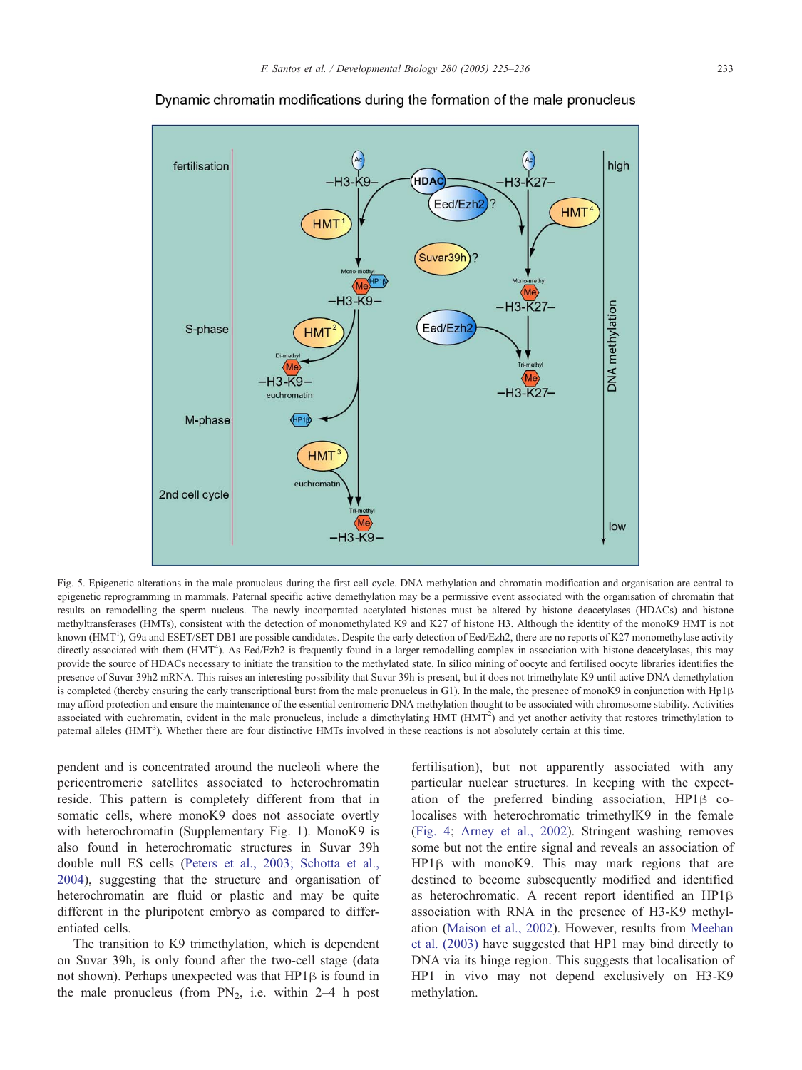Dynamic chromatin modifications during the formation of the male pronucleus

Fig. 5. Epigenetic alterations in the male pronucleus during the first cell cycle. DNA methylation and chromatin modification and organisation are central to epigenetic reprogramming in mammals. Paternal specific active demethylation may be a permissive event associated with the organisation of chromatin that results on remodelling the sperm nucleus. The newly incorporated acetylated histones must be altered by histone deacetylases (HDACs) and histone methyltransferases (HMTs), consistent with the detection of monomethylated K9 and K27 of histone H3. Although the identity of the monoK9 HMT is not known (HMT[1]), G9a and ESET/SET DB1 are possible candidates. Despite the early detection of Eed/Ezh2, there are no reports of K27 monomethylase activity directly associated with them (HMT[4]). As Eed/Ezh2 is frequently found in a larger remodelling complex in association with histone deacetylases, this may provide the source of HDACs necessary to initiate the transition to the methylated state. In silico mining of oocyte and fertilised oocyte libraries identifies the presence of Suvar 39h2 mRNA. This raises an interesting possibility that Suvar 39h is present, but it does not trimethylate K9 until active DNA demethylation is completed (thereby ensuring the early transcriptional burst from the male pronucleus in G1). In the male, the presence of monoK9 in conjunction with Hp1β may afford protection and ensure the maintenance of the essential centromeric DNA methylation thought to be associated with chromosome stability. Activities associated with euchromatin, evident in the male pronucleus, include a dimethylating HMT (HMT[2]) and yet another activity that restores trimethylation to paternal alleles (HMT[3]). Whether there are four distinctive HMTs involved in these reactions is not absolutely certain at this time.

pendent and is concentrated around the nucleoli where the pericentromeric satellites associated to heterochromatin reside. This pattern is completely different from that in somatic cells, where monoK9 does not associate overtly with heterochromatin (Supplementary Fig. 1). MonoK9 is also found in heterochromatic structures in Suvar 39h double null ES cells (Peters et al., 2003; Schotta et al., 2004), suggesting that the structure and organisation of heterochromatin are fluid or plastic and may be quite different in the pluripotent embryo as compared to differentiated cells.

The transition to K9 trimethylation, which is dependent on Suvar 39h, is only found after the two-cell stage (data not shown). Perhaps unexpected was that HP1β is found in the male pronucleus (from $PN_2$, i.e. within 2–4 h post fertilisation), but not apparently associated with any particular nuclear structures. In keeping with the expectation of the preferred binding association, HP1β colocalises with heterochromatic trimethylK9 in the female (Fig. 4; Arney et al., 2002). Stringent washing removes some but not the entire signal and reveals an association of HP1β with monoK9. This may mark regions that are destined to become subsequently modified and identified as heterochromatic. A recent report identified an HP1β association with RNA in the presence of H3-K9 methylation (Maison et al., 2002). However, results from Meehan et al. (2003) have suggested that HP1 may bind directly to DNA via its hinge region. This suggests that localisation of HP1 in vivo may not depend exclusively on H3-K9 methylation.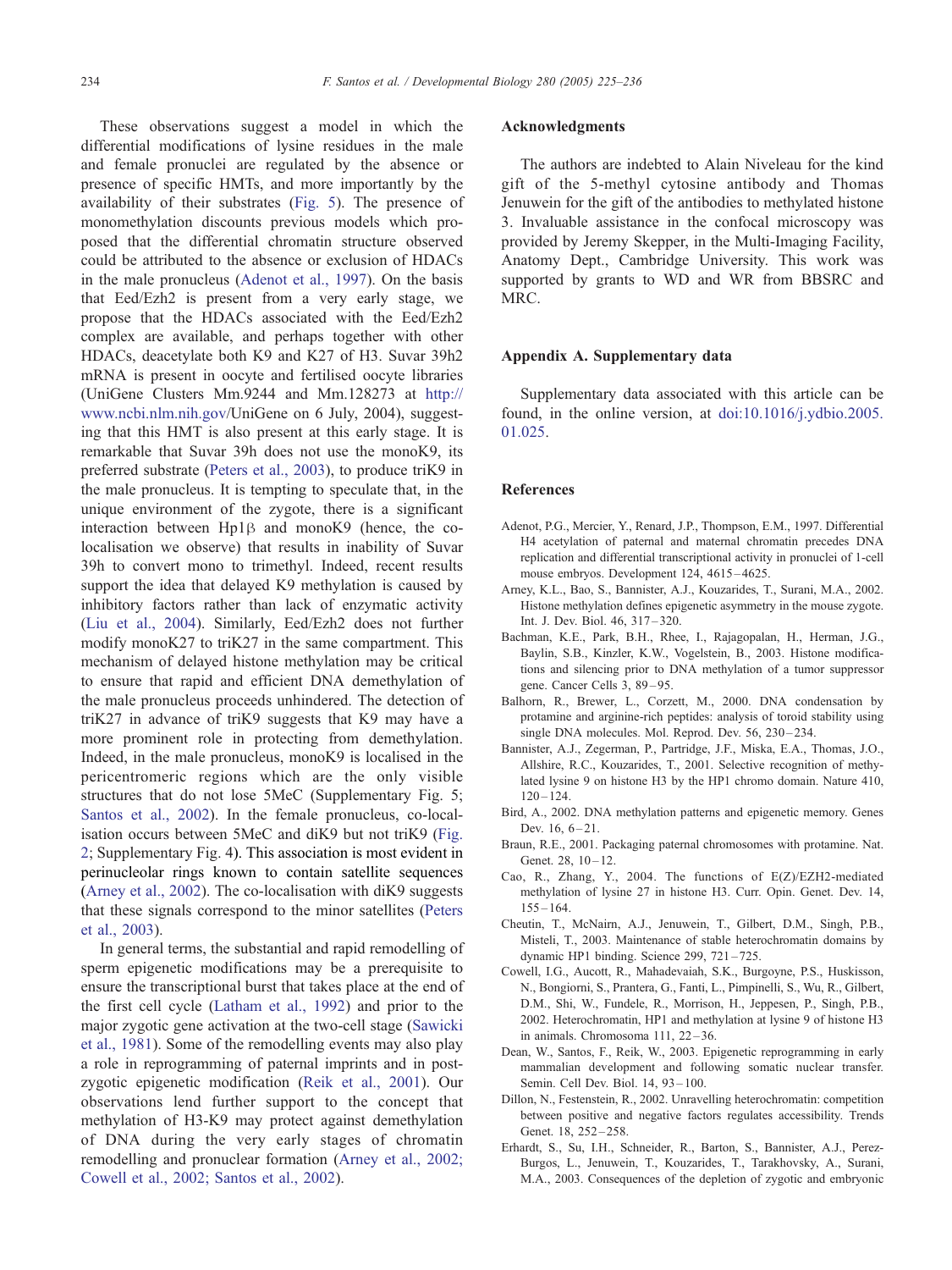These observations suggest a model in which the differential modifications of lysine residues in the male and female pronuclei are regulated by the absence or presence of specific HMTs, and more importantly by the availability of their substrates (Fig. 5). The presence of monomethylation discounts previous models which proposed that the differential chromatin structure observed could be attributed to the absence or exclusion of HDACs in the male pronucleus (Adenot et al., 1997). On the basis that Eed/Ezh2 is present from a very early stage, we propose that the HDACs associated with the Eed/Ezh2 complex are available, and perhaps together with other HDACs, deacetylate both K9 and K27 of H3. Suvar 39h2 mRNA is present in oocyte and fertilised oocyte libraries (UniGene Clusters Mm.9244 and Mm.128273 at http://www.ncbi.nlm.nih.gov/UniGene on 6 July, 2004), suggesting that this HMT is also present at this early stage. It is remarkable that Suvar 39h does not use the monoK9, its preferred substrate (Peters et al., 2003), to produce triK9 in the male pronucleus. It is tempting to speculate that, in the unique environment of the zygote, there is a significant interaction between Hp1β and monoK9 (hence, the co-localisation we observe) that results in inability of Suvar 39h to convert mono to trimethyl. Indeed, recent results support the idea that delayed K9 methylation is caused by inhibitory factors rather than lack of enzymatic activity (Liu et al., 2004). Similarly, Eed/Ezh2 does not further modify monoK27 to triK27 in the same compartment. This mechanism of delayed histone methylation may be critical to ensure that rapid and efficient DNA demethylation of the male pronucleus proceeds unhindered. The detection of triK27 in advance of triK9 suggests that K9 may have a more prominent role in protecting from demethylation. Indeed, in the male pronucleus, monoK9 is localised in the pericentromeric regions which are the only visible structures that do not lose 5MeC (Supplementary Fig. 5; Santos et al., 2002). In the female pronucleus, co-localisation occurs between 5MeC and diK9 but not triK9 (Fig. 2; Supplementary Fig. 4). This association is most evident in perinucleolar rings known to contain satellite sequences (Arney et al., 2002). The co-localisation with diK9 suggests that these signals correspond to the minor satellites (Peters et al., 2003).

In general terms, the substantial and rapid remodelling of sperm epigenetic modifications may be a prerequisite to ensure the transcriptional burst that takes place at the end of the first cell cycle (Latham et al., 1992) and prior to the major zygotic gene activation at the two-cell stage (Sawicki et al., 1981). Some of the remodelling events may also play a role in reprogramming of paternal imprints and in post-zygotic epigenetic modification (Reik et al., 2001). Our observations lend further support to the concept that methylation of H3-K9 may protect against demethylation of DNA during the very early stages of chromatin remodelling and pronuclear formation (Arney et al., 2002; Cowell et al., 2002; Santos et al., 2002).

## Acknowledgments

The authors are indebted to Alain Niveleau for the kind gift of the 5-methyl cytosine antibody and Thomas Jenuwein for the gift of the antibodies to methylated histone 3. Invaluable assistance in the confocal microscopy was provided by Jeremy Skepper, in the Multi-Imaging Facility, Anatomy Dept., Cambridge University. This work was supported by grants to WD and WR from BBSRC and MRC.

## Appendix A. Supplementary data

Supplementary data associated with this article can be found, in the online version, at doi:10.1016/j.ydbio.2005.01.025.

## References

- Adenot, P.G., Mercier, Y., Renard, J.P., Thompson, E.M., 1997. Differential H4 acetylation of paternal and maternal chromatin precedes DNA replication and differential transcriptional activity in pronuclei of 1-cell mouse embryos. Development 124, 4615–4625.
- Arney, K.L., Bao, S., Bannister, A.J., Kouzarides, T., Surani, M.A., 2002. Histone methylation defines epigenetic asymmetry in the mouse zygote. Int. J. Dev. Biol. 46, 317–320.
- Bachman, K.E., Park, B.H., Rhee, I., Rajagopalan, H., Herman, J.G., Baylin, S.B., Kinzler, K.W., Vogelstein, B., 2003. Histone modifications and silencing prior to DNA methylation of a tumor suppressor gene. Cancer Cells 3, 89–95.
- Balhorn, R., Brewer, L., Corzett, M., 2000. DNA condensation by protamine and arginine-rich peptides: analysis of toroid stability using single DNA molecules. Mol. Reprod. Dev. 56, 230–234.
- Bannister, A.J., Zegerman, P., Partridge, J.F., Miska, E.A., Thomas, J.O., Allshire, R.C., Kouzarides, T., 2001. Selective recognition of methylated lysine 9 on histone H3 by the HP1 chromo domain. Nature 410, 120–124.
- Bird, A., 2002. DNA methylation patterns and epigenetic memory. Genes Dev. 16, 6–21.
- Braun, R.E., 2001. Packaging paternal chromosomes with protamine. Nat. Genet. 28, 10–12.
- Cao, R., Zhang, Y., 2004. The functions of E(Z)/EZH2-mediated methylation of lysine 27 in histone H3. Curr. Opin. Genet. Dev. 14, 155–164.
- Cheutin, T., McNairn, A.J., Jenuwein, T., Gilbert, D.M., Singh, P.B., Misteli, T., 2003. Maintenance of stable heterochromatin domains by dynamic HP1 binding. Science 299, 721–725.
- Cowell, I.G., Aucott, R., Mahadevaiah, S.K., Burgoyne, P.S., Huskisson, N., Bongiorni, S., Prantera, G., Fanti, L., Pimpinelli, S., Wu, R., Gilbert, D.M., Shi, W., Fundele, R., Morrison, H., Jeppesen, P., Singh, P.B., 2002. Heterochromatin, HP1 and methylation at lysine 9 of histone H3 in animals. Chromosoma 111, 22–36.
- Dean, W., Santos, F., Reik, W., 2003. Epigenetic reprogramming in early mammalian development and following somatic nuclear transfer. Semin. Cell Dev. Biol. 14, 93–100.
- Dillon, N., Festenstein, R., 2002. Unravelling heterochromatin: competition between positive and negative factors regulates accessibility. Trends Genet. 18, 252–258.
- Erhardt, S., Su, I.H., Schneider, R., Barton, S., Bannister, A.J., Perez-Burgos, L., Jenuwein, T., Kouzarides, T., Tarakhovsky, A., Surani, M.A., 2003. Consequences of the depletion of zygotic and embryonic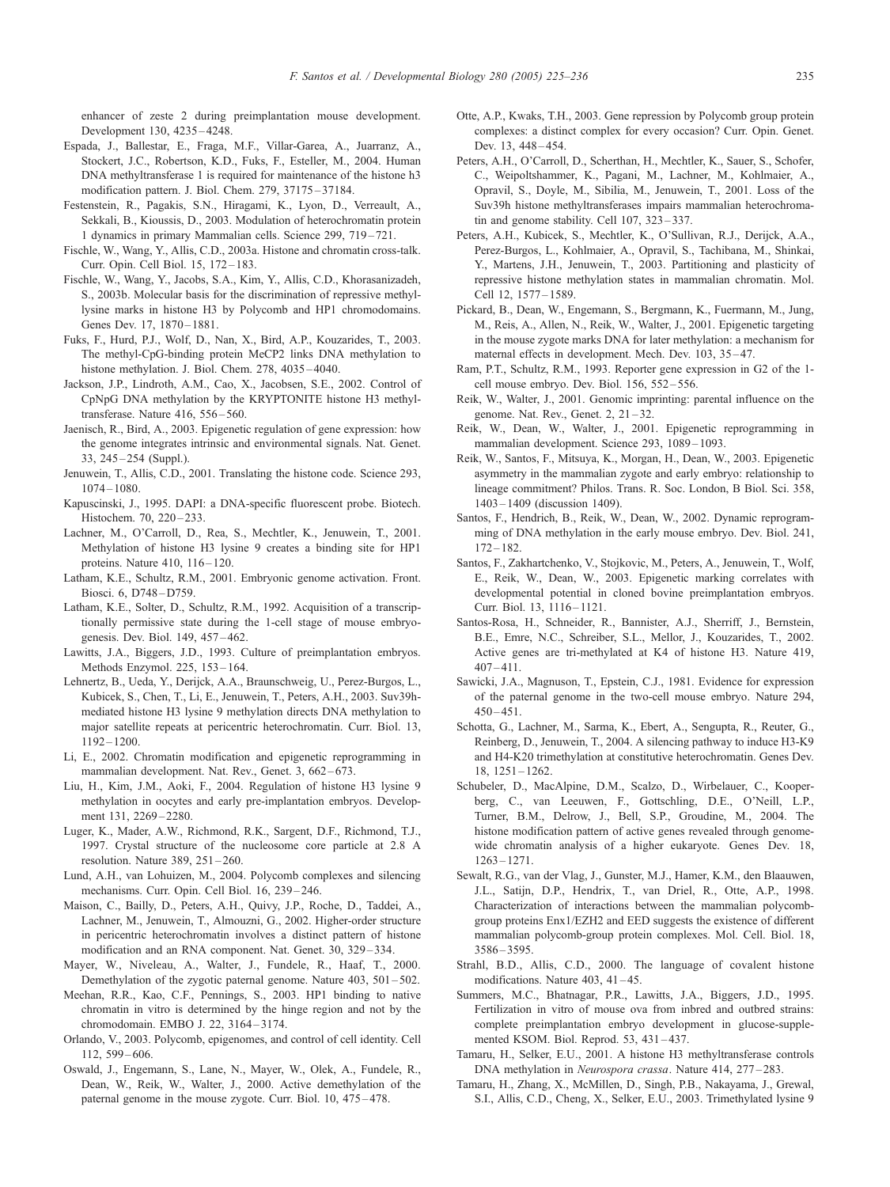enhancer of zeste 2 during preimplantation mouse development. Development 130, 4235–4248.

Espada, J., Ballestar, E., Fraga, M.F., Villar-Garea, A., Juarranz, A., Stockert, J.C., Robertson, K.D., Fuks, F., Esteller, M., 2004. Human DNA methyltransferase 1 is required for maintenance of the histone h3 modification pattern. J. Biol. Chem. 279, 37175–37184.

Festenstein, R., Pagakis, S.N., Hiragami, K., Lyon, D., Verreault, A., Sekkali, B., Kioussis, D., 2003. Modulation of heterochromatin protein 1 dynamics in primary Mammalian cells. Science 299, 719–721.

Fischle, W., Wang, Y., Allis, C.D., 2003a. Histone and chromatin cross-talk. Curr. Opin. Cell Biol. 15, 172–183.

Fischle, W., Wang, Y., Jacobs, S.A., Kim, Y., Allis, C.D., Khorasanizadeh, S., 2003b. Molecular basis for the discrimination of repressive methyl-lysine marks in histone H3 by Polycomb and HP1 chromodomains. Genes Dev. 17, 1870–1881.

Fuks, F., Hurd, P.J., Wolf, D., Nan, X., Bird, A.P., Kouzarides, T., 2003. The methyl-CpG-binding protein MeCP2 links DNA methylation to histone methylation. J. Biol. Chem. 278, 4035–4040.

Jackson, J.P., Lindroth, A.M., Cao, X., Jacobsen, S.E., 2002. Control of CpNpG DNA methylation by the KRYPTONITE histone H3 methyltransferase. Nature 416, 556–560.

Jaenisch, R., Bird, A., 2003. Epigenetic regulation of gene expression: how the genome integrates intrinsic and environmental signals. Nat. Genet. 33, 245–254 (Suppl.).

Jenuwein, T., Allis, C.D., 2001. Translating the histone code. Science 293, 1074–1080.

Kapuscinski, J., 1995. DAPI: a DNA-specific fluorescent probe. Biotech. Histochem. 70, 220–233.

Lachner, M., O'Carroll, D., Rea, S., Mechtler, K., Jenuwein, T., 2001. Methylation of histone H3 lysine 9 creates a binding site for HP1 proteins. Nature 410, 116–120.

Latham, K.E., Schultz, R.M., 2001. Embryonic genome activation. Front. Biosci. 6, D748–D759.

Latham, K.E., Solter, D., Schultz, R.M., 1992. Acquisition of a transcriptionally permissive state during the 1-cell stage of mouse embryogenesis. Dev. Biol. 149, 457–462.

Lawitts, J.A., Biggers, J.D., 1993. Culture of preimplantation embryos. Methods Enzymol. 225, 153–164.

Lehnertz, B., Ueda, Y., Derijck, A.A., Braunschweig, U., Perez-Burgos, L., Kubicek, S., Chen, T., Li, E., Jenuwein, T., Peters, A.H., 2003. Suv39h-mediated histone H3 lysine 9 methylation directs DNA methylation to major satellite repeats at pericentric heterochromatin. Curr. Biol. 13, 1192–1200.

Li, E., 2002. Chromatin modification and epigenetic reprogramming in mammalian development. Nat. Rev., Genet. 3, 662–673.

Liu, H., Kim, J.M., Aoki, F., 2004. Regulation of histone H3 lysine 9 methylation in oocytes and early pre-implantation embryos. Development 131, 2269–2280.

Luger, K., Mader, A.W., Richmond, R.K., Sargent, D.F., Richmond, T.J., 1997. Crystal structure of the nucleosome core particle at 2.8 A resolution. Nature 389, 251–260.

Lund, A.H., van Lohuizen, M., 2004. Polycomb complexes and silencing mechanisms. Curr. Opin. Cell Biol. 16, 239–246.

Maison, C., Bailly, D., Peters, A.H., Quivy, J.P., Roche, D., Taddei, A., Lachner, M., Jenuwein, T., Almouzni, G., 2002. Higher-order structure in pericentric heterochromatin involves a distinct pattern of histone modification and an RNA component. Nat. Genet. 30, 329–334.

Mayer, W., Niveleau, A., Walter, J., Fundele, R., Haaf, T., 2000. Demethylation of the zygotic paternal genome. Nature 403, 501–502.

Meehan, R.R., Kao, C.F., Pennings, S., 2003. HP1 binding to native chromatin in vitro is determined by the hinge region and not by the chromodomain. EMBO J. 22, 3164–3174.

Orlando, V., 2003. Polycomb, epigenomes, and control of cell identity. Cell 112, 599–606.

Oswald, J., Engemann, S., Lane, N., Mayer, W., Olek, A., Fundele, R., Dean, W., Reik, W., Walter, J., 2000. Active demethylation of the paternal genome in the mouse zygote. Curr. Biol. 10, 475–478.

Otte, A.P., Kwaks, T.H., 2003. Gene repression by Polycomb group protein complexes: a distinct complex for every occasion? Curr. Opin. Genet. Dev. 13, 448–454.

Peters, A.H., O'Carroll, D., Scherthan, H., Mechtler, K., Sauer, S., Schofer, C., Weipoltshammer, K., Pagani, M., Lachner, M., Kohlmaier, A., Opravil, S., Doyle, M., Sibilia, M., Jenuwein, T., 2001. Loss of the Suv39h histone methyltransferases impairs mammalian heterochromatin and genome stability. Cell 107, 323–337.

Peters, A.H., Kubicek, S., Mechtler, K., O'Sullivan, R.J., Derijck, A.A., Perez-Burgos, L., Kohlmaier, A., Opravil, S., Tachibana, M., Shinkai, Y., Martens, J.H., Jenuwein, T., 2003. Partitioning and plasticity of repressive histone methylation states in mammalian chromatin. Mol. Cell 12, 1577–1589.

Pickard, B., Dean, W., Engemann, S., Bergmann, K., Fuermann, M., Jung, M., Reis, A., Allen, N., Reik, W., Walter, J., 2001. Epigenetic targeting in the mouse zygote marks DNA for later methylation: a mechanism for maternal effects in development. Mech. Dev. 103, 35–47.

Ram, P.T., Schultz, R.M., 1993. Reporter gene expression in G2 of the 1-cell mouse embryo. Dev. Biol. 156, 552–556.

Reik, W., Walter, J., 2001. Genomic imprinting: parental influence on the genome. Nat. Rev., Genet. 2, 21–32.

Reik, W., Dean, W., Walter, J., 2001. Epigenetic reprogramming in mammalian development. Science 293, 1089–1093.

Reik, W., Santos, F., Mitsuya, K., Morgan, H., Dean, W., 2003. Epigenetic asymmetry in the mammalian zygote and early embryo: relationship to lineage commitment? Philos. Trans. R. Soc. London, B Biol. Sci. 358, 1403–1409 (discussion 1409).

Santos, F., Hendrich, B., Reik, W., Dean, W., 2002. Dynamic reprogramming of DNA methylation in the early mouse embryo. Dev. Biol. 241, 172–182.

Santos, F., Zakhartchenko, V., Stojkovic, M., Peters, A., Jenuwein, T., Wolf, E., Reik, W., Dean, W., 2003. Epigenetic marking correlates with developmental potential in cloned bovine preimplantation embryos. Curr. Biol. 13, 1116–1121.

Santos-Rosa, H., Schneider, R., Bannister, A.J., Sherriff, J., Bernstein, B.E., Emre, N.C., Schreiber, S.L., Mellor, J., Kouzarides, T., 2002. Active genes are tri-methylated at K4 of histone H3. Nature 419, 407–411.

Sawicki, J.A., Magnuson, T., Epstein, C.J., 1981. Evidence for expression of the paternal genome in the two-cell mouse embryo. Nature 294, 450–451.

Schotta, G., Lachner, M., Sarma, K., Ebert, A., Sengupta, R., Reuter, G., Reinberg, D., Jenuwein, T., 2004. A silencing pathway to induce H3-K9 and H4-K20 trimethylation at constitutive heterochromatin. Genes Dev. 18, 1251–1262.

Schubeler, D., MacAlpine, D.M., Scalzo, D., Wirbelauer, C., Kooperberg, C., van Leeuwen, F., Gottschling, D.E., O'Neill, L.P., Turner, B.M., Delrow, J., Bell, S.P., Groudine, M., 2004. The histone modification pattern of active genes revealed through genome-wide chromatin analysis of a higher eukaryote. Genes Dev. 18, 1263–1271.

Sewalt, R.G., van der Vlag, J., Gunster, M.J., Hamer, K.M., den Blaauwen, J.L., Satijn, D.P., Hendrix, T., van Driel, R., Otte, A.P., 1998. Characterization of interactions between the mammalian polycomb-group proteins Enx1/EZH2 and EED suggests the existence of different mammalian polycomb-group protein complexes. Mol. Cell. Biol. 18, 3586–3595.

Strahl, B.D., Allis, C.D., 2000. The language of covalent histone modifications. Nature 403, 41–45.

Summers, M.C., Bhatnagar, P.R., Lawitts, J.A., Biggers, J.D., 1995. Fertilization in vitro of mouse ova from inbred and outbred strains: complete preimplantation embryo development in glucose-supplemented KSOM. Biol. Reprod. 53, 431–437.

Tamaru, H., Selker, E.U., 2001. A histone H3 methyltransferase controls DNA methylation in *Neurospora crassa*. Nature 414, 277–283.

Tamaru, H., Zhang, X., McMillen, D., Singh, P.B., Nakayama, J., Grewal, S.I., Allis, C.D., Cheng, X., Selker, E.U., 2003. Trimethylated lysine 9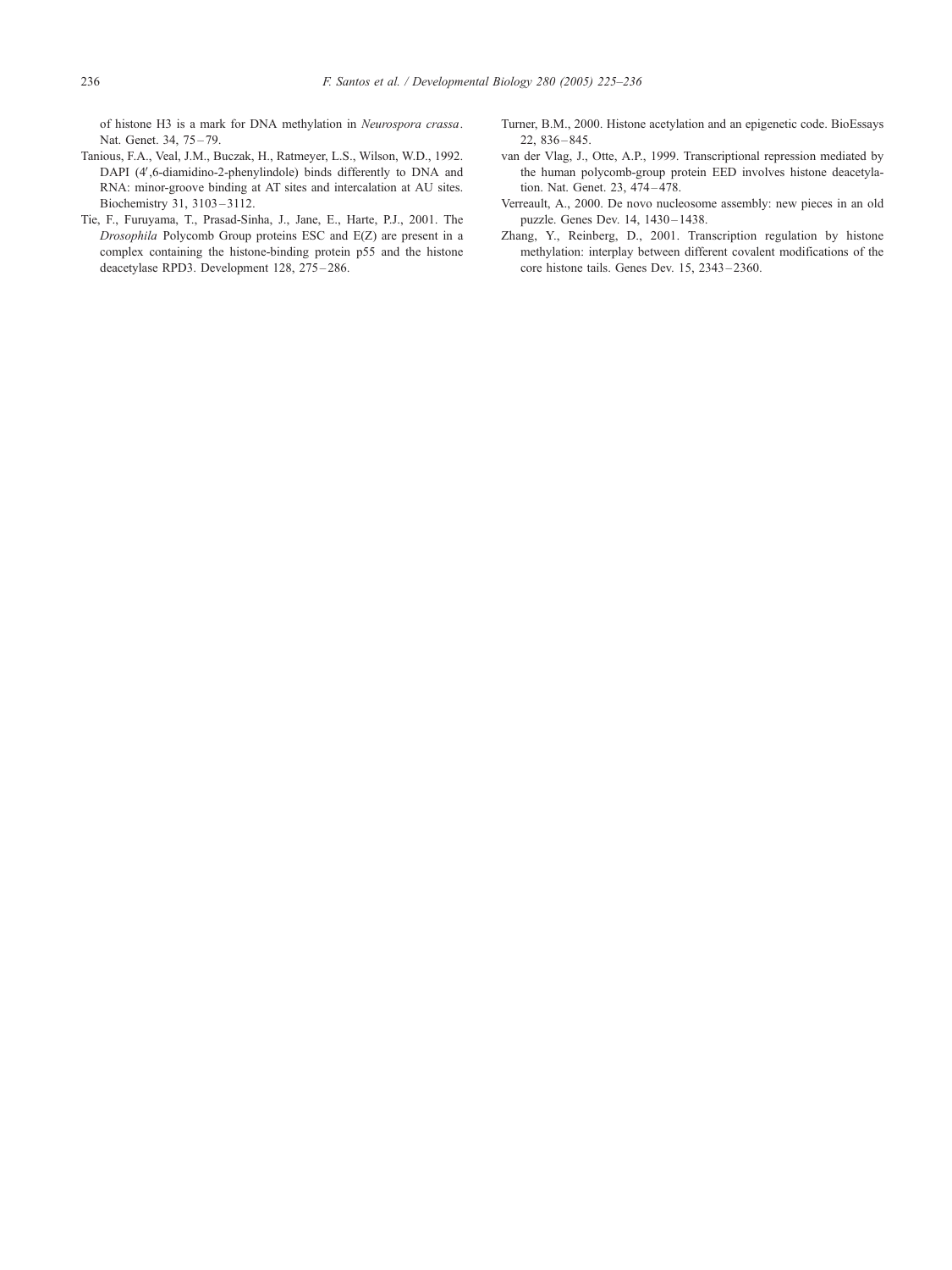of histone H3 is a mark for DNA methylation in *Neurospora crassa*. Nat. Genet. 34, 75–79.

Tanious, F.A., Veal, J.M., Buczak, H., Ratmeyer, L.S., Wilson, W.D., 1992. DAPI (4′,6-diamidino-2-phenylindole) binds differently to DNA and RNA: minor-groove binding at AT sites and intercalation at AU sites. Biochemistry 31, 3103–3112.

Tie, F., Furuyama, T., Prasad-Sinha, J., Jane, E., Harte, P.J., 2001. The *Drosophila* Polycomb Group proteins ESC and E(Z) are present in a complex containing the histone-binding protein p55 and the histone deacetylase RPD3. Development 128, 275–286.

Turner, B.M., 2000. Histone acetylation and an epigenetic code. BioEssays 22, 836–845.

van der Vlag, J., Otte, A.P., 1999. Transcriptional repression mediated by the human polycomb-group protein EED involves histone deacetylation. Nat. Genet. 23, 474–478.

Verreault, A., 2000. De novo nucleosome assembly: new pieces in an old puzzle. Genes Dev. 14, 1430–1438.

Zhang, Y., Reinberg, D., 2001. Transcription regulation by histone methylation: interplay between different covalent modifications of the core histone tails. Genes Dev. 15, 2343–2360.